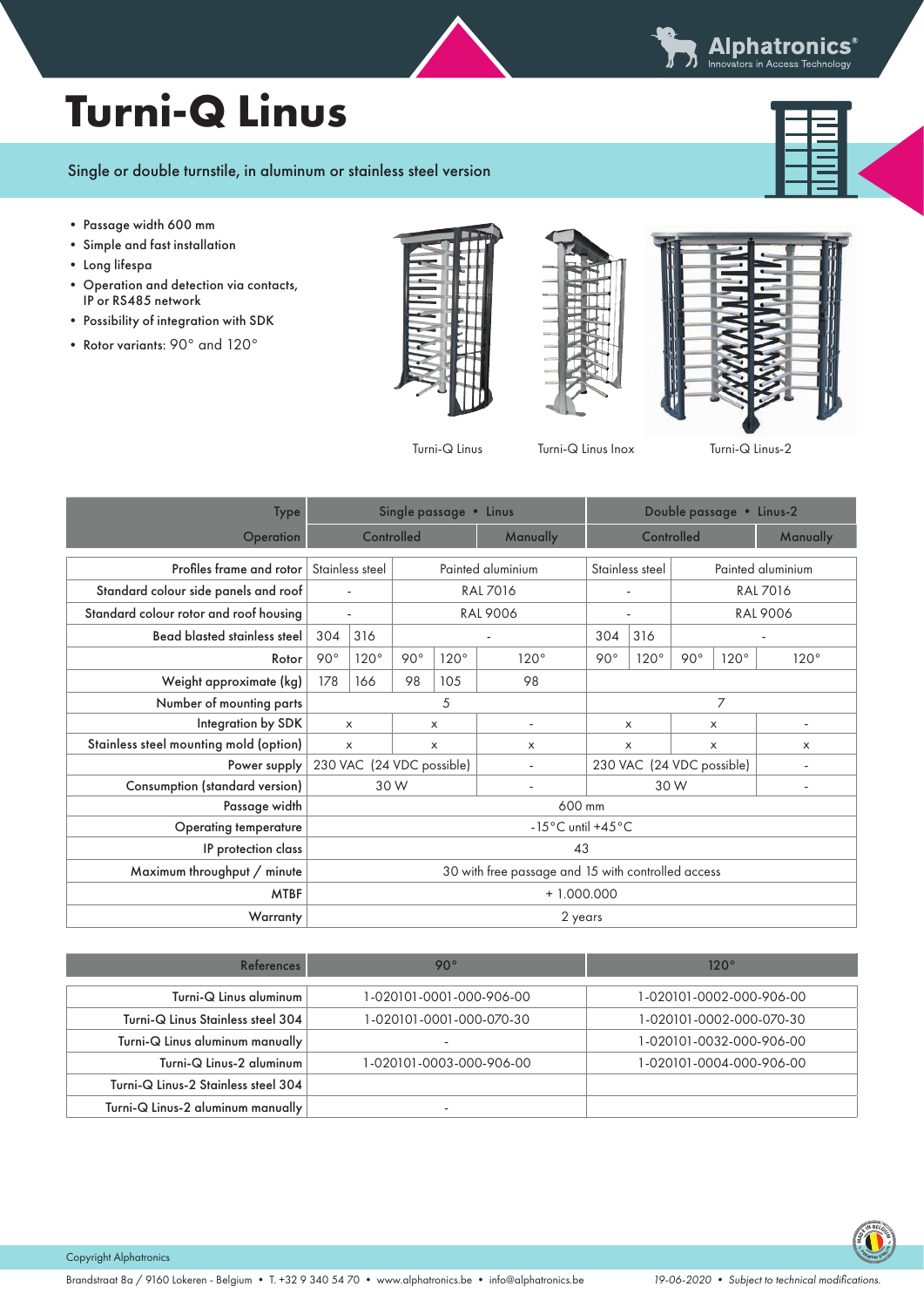# Turni-Q Linus

Single or double turnstile, in aluminum or stainless steel version

- Passage width 600 mm
- Simple and fast installation
- Long lifespa
- Operation and detection via contacts, IP or RS485 network
- Possibility of integration with SDK
- Rotor variants: 90° and 120°

Turni-Q Linus

Turni-Q Linus Inox

Turni-Q Linus-2

| Type | Single passage • Linus | | | | | Double passage • Linus-2 | | | | |
|---|---|---|---|---|---|---|---|---|---|---|
| Operation | Controlled | | | | Manually | Controlled | | | | Manually |
| Profiles frame and rotor | Stainless steel | | Painted aluminium | | | Stainless steel | | Painted aluminium | | |
| Standard colour side panels and roof | - | | RAL 7016 | | | - | | RAL 7016 | | |
| Standard colour rotor and roof housing | - | | RAL 9006 | | | - | | RAL 9006 | | |
| Bead blasted stainless steel | 304 | 316 | - | | | 304 | 316 | - | | |
| Rotor | 90° | 120° | 90° | 120° | 120° | 90° | 120° | 90° | 120° | 120° |
| Weight approximate (kg) | 178 | 166 | 98 | 105 | 98 | | | | | |
| Number of mounting parts | 5 | | | | | 7 | | | | |
| Integration by SDK | x | | x | | - | x | | x | | - |
| Stainless steel mounting mold (option) | x | | x | | x | x | | x | | x |
| Power supply | 230 VAC (24 VDC possible) | | | | - | 230 VAC (24 VDC possible) | | | | - |
| Consumption (standard version) | 30 W | | | | - | 30 W | | | | - |
| Passage width | 600 mm | | | | | | | | | |
| Operating temperature | -15°C until +45°C | | | | | | | | | |
| IP protection class | 43 | | | | | | | | | |
| Maximum throughput / minute | 30 with free passage and 15 with controlled access | | | | | | | | | |
| MTBF | + 1.000.000 | | | | | | | | | |
| Warranty | 2 years | | | | | | | | | |

| References | 90° | 120° |
|---|---|---|
| Turni-Q Linus aluminum | 1-020101-0001-000-906-00 | 1-020101-0002-000-906-00 |
| Turni-Q Linus Stainless steel 304 | 1-020101-0001-000-070-30 | 1-020101-0002-000-070-30 |
| Turni-Q Linus aluminum manually | - | 1-020101-0032-000-906-00 |
| Turni-Q Linus-2 aluminum | 1-020101-0003-000-906-00 | 1-020101-0004-000-906-00 |
| Turni-Q Linus-2 Stainless steel 304 | | |
| Turni-Q Linus-2 aluminum manually | - | |

Copyright Alphatronics

Brandstraat 8a / 9160 Lokeren - Belgium • T. +32 9 340 54 70 • www.alphatronics.be • info@alphatronics.be

*19-06-2020 • Subject to technical modifications.*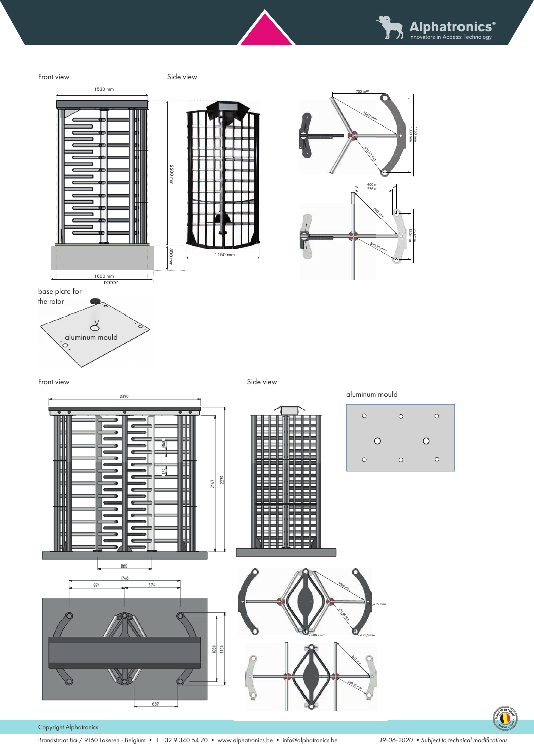Front view

Side view

1530 mm

2280 mm

300 mm

1150 mm

1600 mm

rotor

base plate for the rotor

aluminum mould

700 mm

1040 mm

591,58 mm

1150 mm

1030 mm

600 mm

536 mm

960 mm

586,18 mm

760 mm

640 mm

Front view

Side view

aluminum mould

2390

2141

2279

860

1748

874

874

1030

1150

607

1040 mm

591,58 mm

ø 35 mm

ø 80,5 mm

ø 75,5 mm

960 mm

586,18 mm

Copyright Alphatronics

Brandstraat 8a / 9160 Lokeren - Belgium • T. +32 9 340 54 70 • www.alphatronics.be • info@alphatronics.be

*19-06-2020 • Subject to technical modifications.*